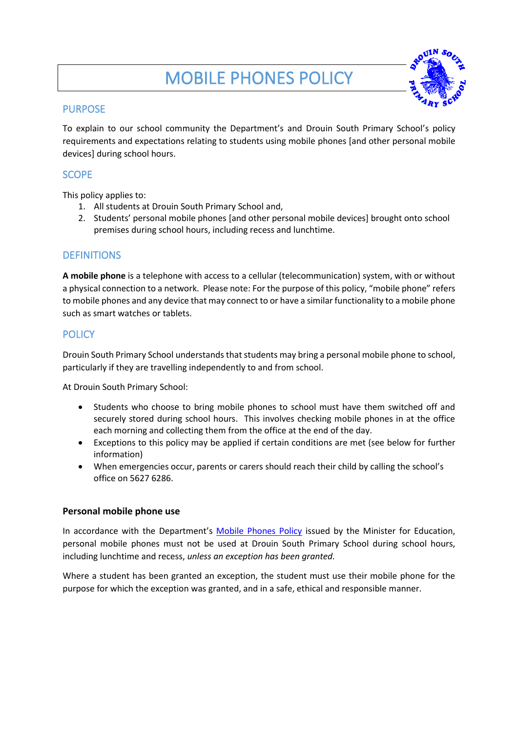# MOBILE PHONES POLICY

## PURPOSE

To explain to our school community the Department's and Drouin South Primary School's policy requirements and expectations relating to students using mobile phones [and other personal mobile devices] during school hours.

## SCOPE

This policy applies to:

1. All students at Drouin South Primary School and,
2. Students' personal mobile phones [and other personal mobile devices] brought onto school premises during school hours, including recess and lunchtime.

## DEFINITIONS

**A mobile phone** is a telephone with access to a cellular (telecommunication) system, with or without a physical connection to a network. Please note: For the purpose of this policy, "mobile phone" refers to mobile phones and any device that may connect to or have a similar functionality to a mobile phone such as smart watches or tablets.

## POLICY

Drouin South Primary School understands that students may bring a personal mobile phone to school, particularly if they are travelling independently to and from school.

At Drouin South Primary School:

- Students who choose to bring mobile phones to school must have them switched off and securely stored during school hours. This involves checking mobile phones in at the office each morning and collecting them from the office at the end of the day.
- Exceptions to this policy may be applied if certain conditions are met (see below for further information)
- When emergencies occur, parents or carers should reach their child by calling the school's office on 5627 6286.

### Personal mobile phone use

In accordance with the Department's Mobile Phones Policy issued by the Minister for Education, personal mobile phones must not be used at Drouin South Primary School during school hours, including lunchtime and recess, *unless an exception has been granted.*

Where a student has been granted an exception, the student must use their mobile phone for the purpose for which the exception was granted, and in a safe, ethical and responsible manner.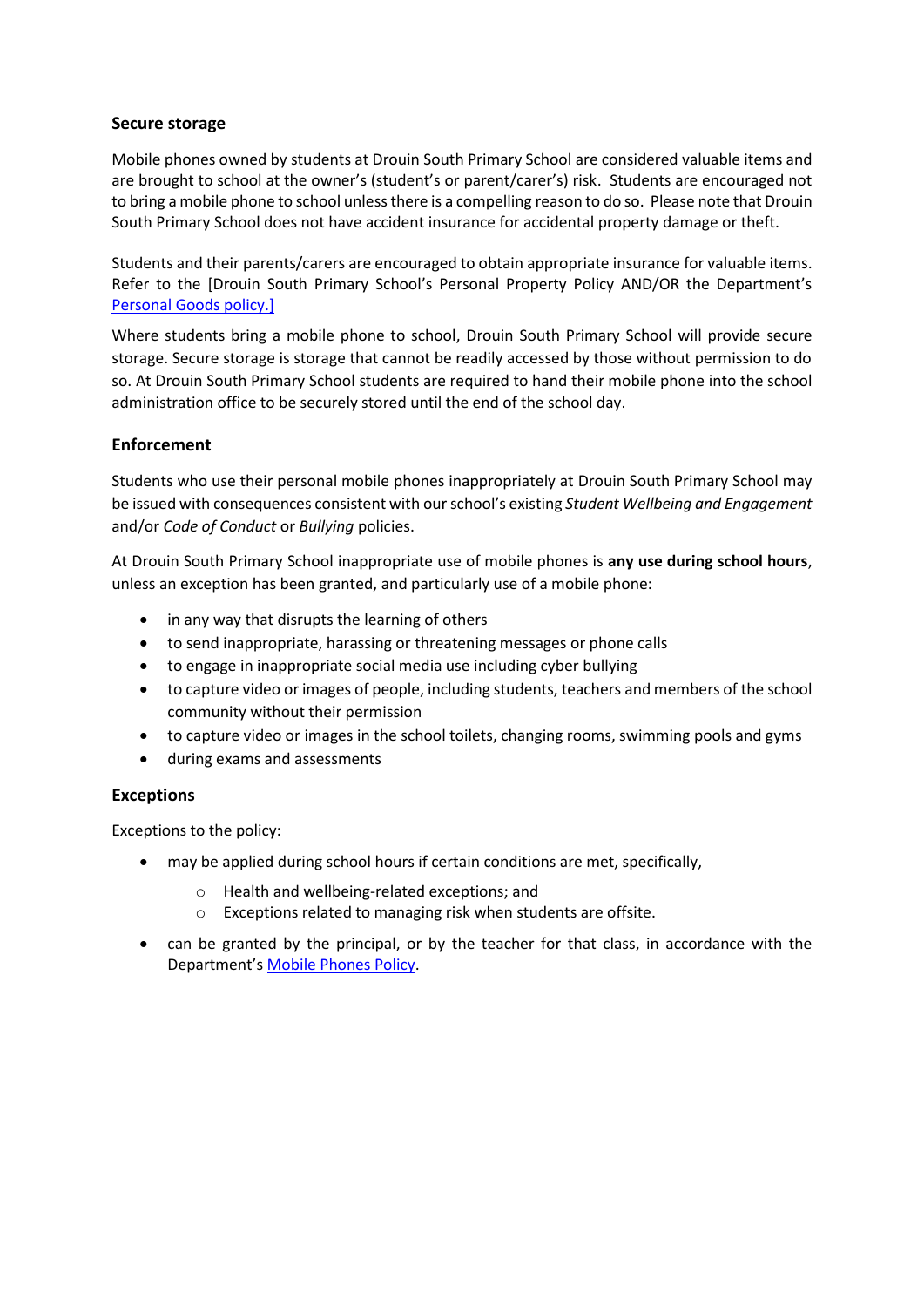### Secure storage

Mobile phones owned by students at Drouin South Primary School are considered valuable items and are brought to school at the owner's (student's or parent/carer's) risk. Students are encouraged not to bring a mobile phone to school unless there is a compelling reason to do so. Please note that Drouin South Primary School does not have accident insurance for accidental property damage or theft.

Students and their parents/carers are encouraged to obtain appropriate insurance for valuable items. Refer to the [Drouin South Primary School's Personal Property Policy AND/OR the Department's Personal Goods policy.]

Where students bring a mobile phone to school, Drouin South Primary School will provide secure storage. Secure storage is storage that cannot be readily accessed by those without permission to do so. At Drouin South Primary School students are required to hand their mobile phone into the school administration office to be securely stored until the end of the school day.

### Enforcement

Students who use their personal mobile phones inappropriately at Drouin South Primary School may be issued with consequences consistent with our school's existing *Student Wellbeing and Engagement* and/or *Code of Conduct* or *Bullying* policies.

At Drouin South Primary School inappropriate use of mobile phones is **any use during school hours**, unless an exception has been granted, and particularly use of a mobile phone:

- in any way that disrupts the learning of others
- to send inappropriate, harassing or threatening messages or phone calls
- to engage in inappropriate social media use including cyber bullying
- to capture video or images of people, including students, teachers and members of the school community without their permission
- to capture video or images in the school toilets, changing rooms, swimming pools and gyms
- during exams and assessments

### Exceptions

Exceptions to the policy:

- may be applied during school hours if certain conditions are met, specifically,
  - Health and wellbeing-related exceptions; and
  - Exceptions related to managing risk when students are offsite.
- can be granted by the principal, or by the teacher for that class, in accordance with the Department's Mobile Phones Policy.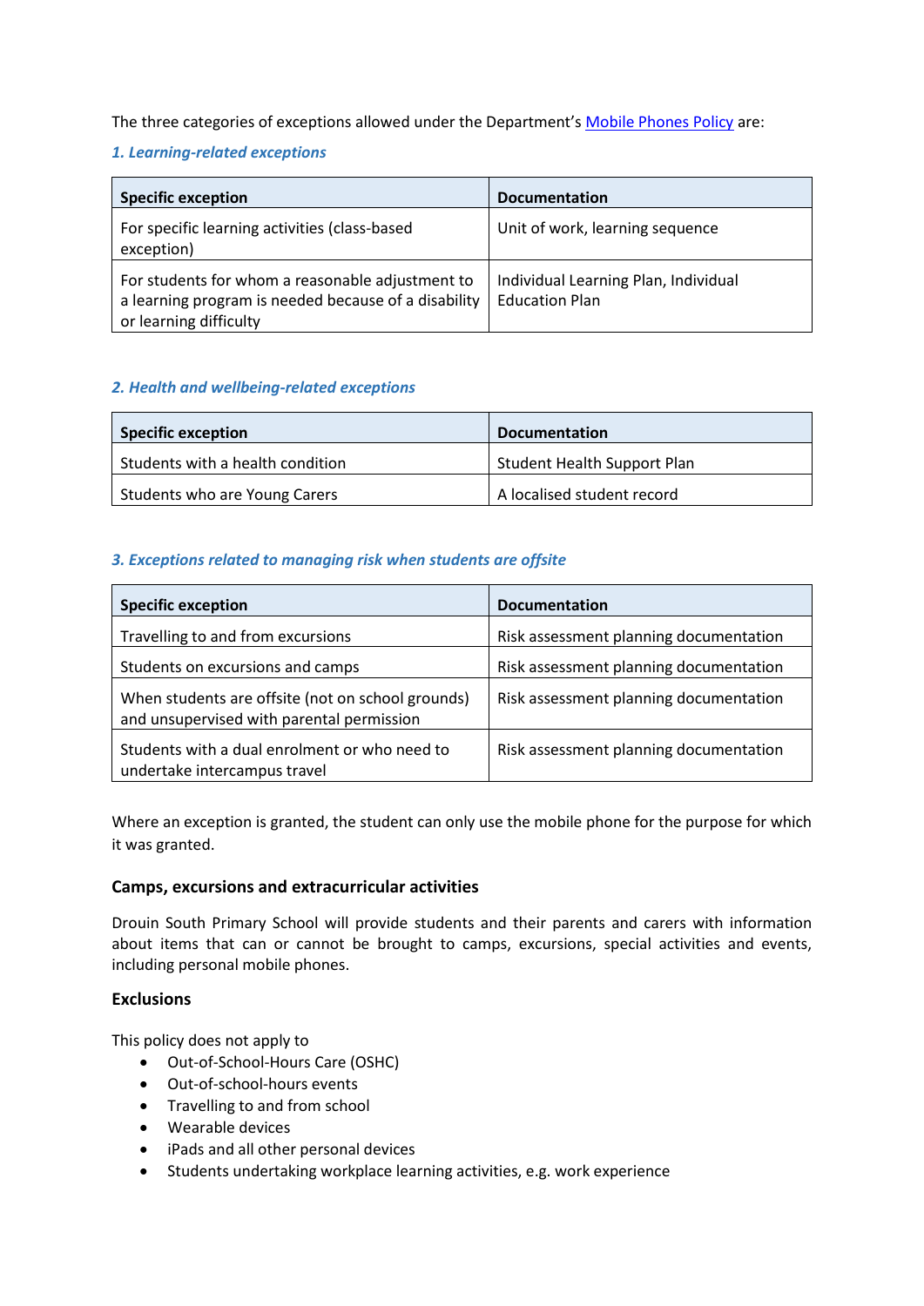The three categories of exceptions allowed under the Department's [Mobile Phones Policy]() are:

### *1. Learning-related exceptions*

| Specific exception | Documentation |
| --- | --- |
| For specific learning activities (class-based exception) | Unit of work, learning sequence |
| For students for whom a reasonable adjustment to a learning program is needed because of a disability or learning difficulty | Individual Learning Plan, Individual Education Plan |

### *2. Health and wellbeing-related exceptions*

| Specific exception | Documentation |
| --- | --- |
| Students with a health condition | Student Health Support Plan |
| Students who are Young Carers | A localised student record |

### *3. Exceptions related to managing risk when students are offsite*

| Specific exception | Documentation |
| --- | --- |
| Travelling to and from excursions | Risk assessment planning documentation |
| Students on excursions and camps | Risk assessment planning documentation |
| When students are offsite (not on school grounds) and unsupervised with parental permission | Risk assessment planning documentation |
| Students with a dual enrolment or who need to undertake intercampus travel | Risk assessment planning documentation |

Where an exception is granted, the student can only use the mobile phone for the purpose for which it was granted.

## Camps, excursions and extracurricular activities

Drouin South Primary School will provide students and their parents and carers with information about items that can or cannot be brought to camps, excursions, special activities and events, including personal mobile phones.

## Exclusions

This policy does not apply to

- Out-of-School-Hours Care (OSHC)
- Out-of-school-hours events
- Travelling to and from school
- Wearable devices
- iPads and all other personal devices
- Students undertaking workplace learning activities, e.g. work experience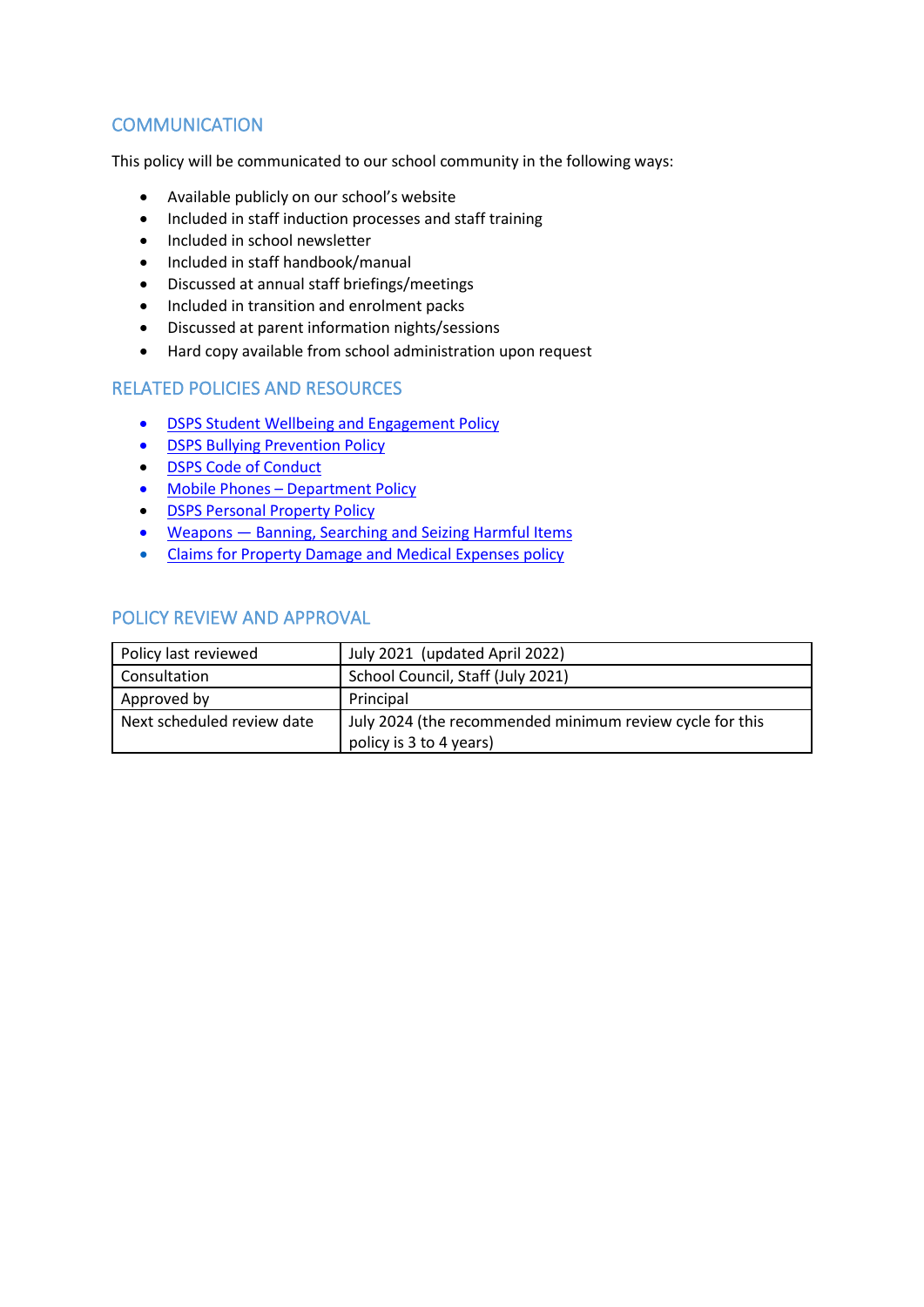## COMMUNICATION

This policy will be communicated to our school community in the following ways:

- Available publicly on our school's website
- Included in staff induction processes and staff training
- Included in school newsletter
- Included in staff handbook/manual
- Discussed at annual staff briefings/meetings
- Included in transition and enrolment packs
- Discussed at parent information nights/sessions
- Hard copy available from school administration upon request

## RELATED POLICIES AND RESOURCES

- DSPS Student Wellbeing and Engagement Policy
- DSPS Bullying Prevention Policy
- DSPS Code of Conduct
- Mobile Phones – Department Policy
- DSPS Personal Property Policy
- Weapons — Banning, Searching and Seizing Harmful Items
- Claims for Property Damage and Medical Expenses policy

## POLICY REVIEW AND APPROVAL

| | |
|---|---|
| Policy last reviewed | July 2021 (updated April 2022) |
| Consultation | School Council, Staff (July 2021) |
| Approved by | Principal |
| Next scheduled review date | July 2024 (the recommended minimum review cycle for this policy is 3 to 4 years) |